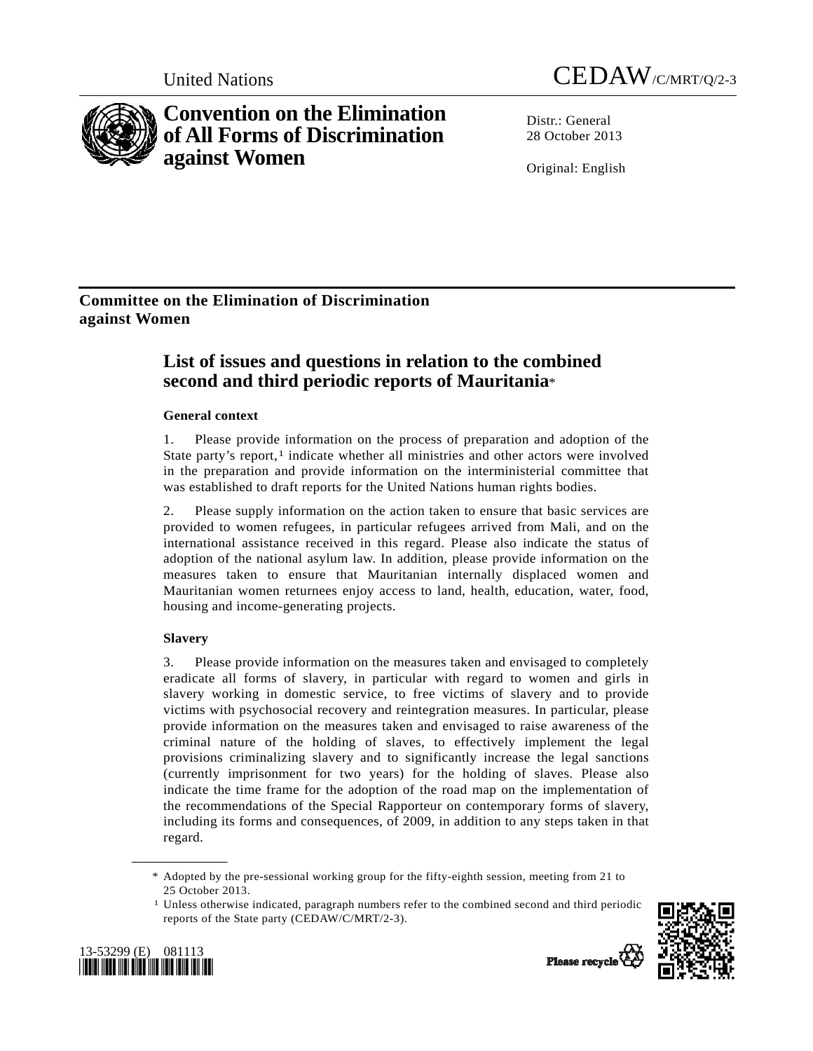United Nations CEDAW/C/MRT/Q/2-3

# Convention on the Elimination of All Forms of Discrimination against Women

Distr.: General
28 October 2013

Original: English

## Committee on the Elimination of Discrimination against Women

# List of issues and questions in relation to the combined second and third periodic reports of Mauritania*

### General context

1. Please provide information on the process of preparation and adoption of the State party's report,[1] indicate whether all ministries and other actors were involved in the preparation and provide information on the interministerial committee that was established to draft reports for the United Nations human rights bodies.

2. Please supply information on the action taken to ensure that basic services are provided to women refugees, in particular refugees arrived from Mali, and on the international assistance received in this regard. Please also indicate the status of adoption of the national asylum law. In addition, please provide information on the measures taken to ensure that Mauritanian internally displaced women and Mauritanian women returnees enjoy access to land, health, education, water, food, housing and income-generating projects.

### Slavery

3. Please provide information on the measures taken and envisaged to completely eradicate all forms of slavery, in particular with regard to women and girls in slavery working in domestic service, to free victims of slavery and to provide victims with psychosocial recovery and reintegration measures. In particular, please provide information on the measures taken and envisaged to raise awareness of the criminal nature of the holding of slaves, to effectively implement the legal provisions criminalizing slavery and to significantly increase the legal sanctions (currently imprisonment for two years) for the holding of slaves. Please also indicate the time frame for the adoption of the road map on the implementation of the recommendations of the Special Rapporteur on contemporary forms of slavery, including its forms and consequences, of 2009, in addition to any steps taken in that regard.

---

\* Adopted by the pre-sessional working group for the fifty-eighth session, meeting from 21 to 25 October 2013.

[1] Unless otherwise indicated, paragraph numbers refer to the combined second and third periodic reports of the State party (CEDAW/C/MRT/2-3).

13-53299 (E) 081113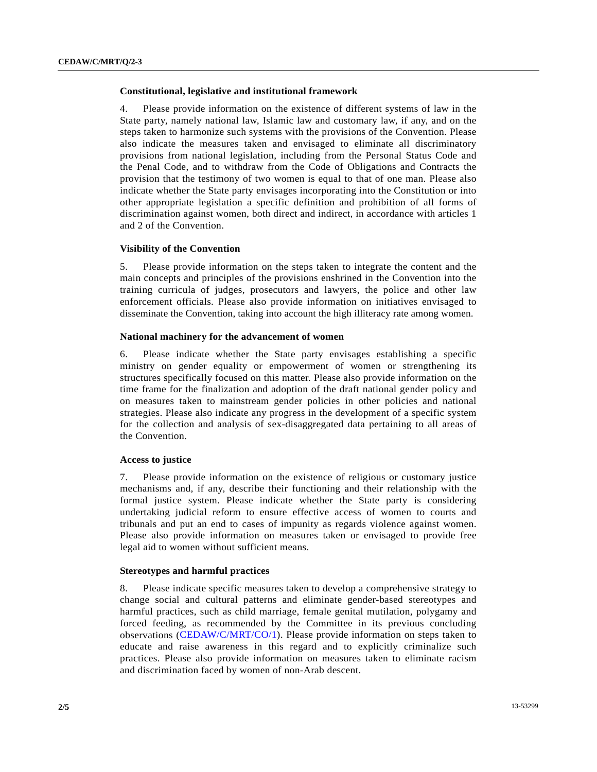### Constitutional, legislative and institutional framework

4. Please provide information on the existence of different systems of law in the State party, namely national law, Islamic law and customary law, if any, and on the steps taken to harmonize such systems with the provisions of the Convention. Please also indicate the measures taken and envisaged to eliminate all discriminatory provisions from national legislation, including from the Personal Status Code and the Penal Code, and to withdraw from the Code of Obligations and Contracts the provision that the testimony of two women is equal to that of one man. Please also indicate whether the State party envisages incorporating into the Constitution or into other appropriate legislation a specific definition and prohibition of all forms of discrimination against women, both direct and indirect, in accordance with articles 1 and 2 of the Convention.

### Visibility of the Convention

5. Please provide information on the steps taken to integrate the content and the main concepts and principles of the provisions enshrined in the Convention into the training curricula of judges, prosecutors and lawyers, the police and other law enforcement officials. Please also provide information on initiatives envisaged to disseminate the Convention, taking into account the high illiteracy rate among women.

### National machinery for the advancement of women

6. Please indicate whether the State party envisages establishing a specific ministry on gender equality or empowerment of women or strengthening its structures specifically focused on this matter. Please also provide information on the time frame for the finalization and adoption of the draft national gender policy and on measures taken to mainstream gender policies in other policies and national strategies. Please also indicate any progress in the development of a specific system for the collection and analysis of sex-disaggregated data pertaining to all areas of the Convention.

### Access to justice

7. Please provide information on the existence of religious or customary justice mechanisms and, if any, describe their functioning and their relationship with the formal justice system. Please indicate whether the State party is considering undertaking judicial reform to ensure effective access of women to courts and tribunals and put an end to cases of impunity as regards violence against women. Please also provide information on measures taken or envisaged to provide free legal aid to women without sufficient means.

### Stereotypes and harmful practices

8. Please indicate specific measures taken to develop a comprehensive strategy to change social and cultural patterns and eliminate gender-based stereotypes and harmful practices, such as child marriage, female genital mutilation, polygamy and forced feeding, as recommended by the Committee in its previous concluding observations (CEDAW/C/MRT/CO/1). Please provide information on steps taken to educate and raise awareness in this regard and to explicitly criminalize such practices. Please also provide information on measures taken to eliminate racism and discrimination faced by women of non-Arab descent.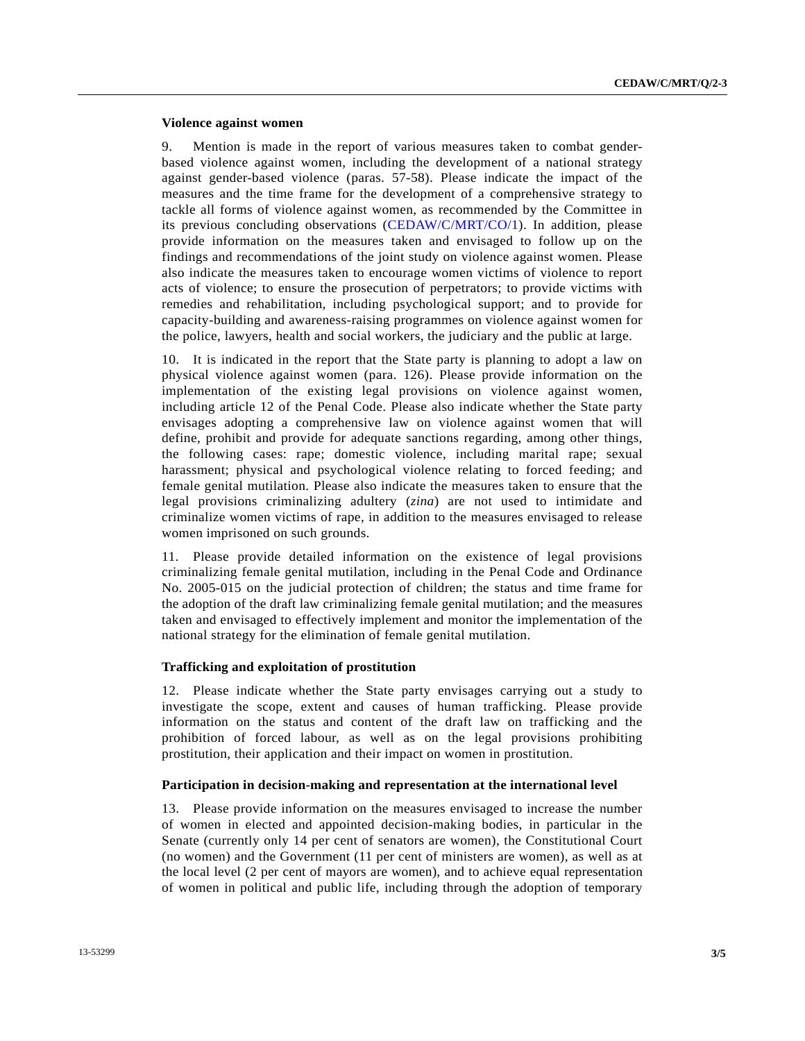### Violence against women

9. Mention is made in the report of various measures taken to combat gender-based violence against women, including the development of a national strategy against gender-based violence (paras. 57-58). Please indicate the impact of the measures and the time frame for the development of a comprehensive strategy to tackle all forms of violence against women, as recommended by the Committee in its previous concluding observations (CEDAW/C/MRT/CO/1). In addition, please provide information on the measures taken and envisaged to follow up on the findings and recommendations of the joint study on violence against women. Please also indicate the measures taken to encourage women victims of violence to report acts of violence; to ensure the prosecution of perpetrators; to provide victims with remedies and rehabilitation, including psychological support; and to provide for capacity-building and awareness-raising programmes on violence against women for the police, lawyers, health and social workers, the judiciary and the public at large.

10. It is indicated in the report that the State party is planning to adopt a law on physical violence against women (para. 126). Please provide information on the implementation of the existing legal provisions on violence against women, including article 12 of the Penal Code. Please also indicate whether the State party envisages adopting a comprehensive law on violence against women that will define, prohibit and provide for adequate sanctions regarding, among other things, the following cases: rape; domestic violence, including marital rape; sexual harassment; physical and psychological violence relating to forced feeding; and female genital mutilation. Please also indicate the measures taken to ensure that the legal provisions criminalizing adultery (*zina*) are not used to intimidate and criminalize women victims of rape, in addition to the measures envisaged to release women imprisoned on such grounds.

11. Please provide detailed information on the existence of legal provisions criminalizing female genital mutilation, including in the Penal Code and Ordinance No. 2005-015 on the judicial protection of children; the status and time frame for the adoption of the draft law criminalizing female genital mutilation; and the measures taken and envisaged to effectively implement and monitor the implementation of the national strategy for the elimination of female genital mutilation.

### Trafficking and exploitation of prostitution

12. Please indicate whether the State party envisages carrying out a study to investigate the scope, extent and causes of human trafficking. Please provide information on the status and content of the draft law on trafficking and the prohibition of forced labour, as well as on the legal provisions prohibiting prostitution, their application and their impact on women in prostitution.

### Participation in decision-making and representation at the international level

13. Please provide information on the measures envisaged to increase the number of women in elected and appointed decision-making bodies, in particular in the Senate (currently only 14 per cent of senators are women), the Constitutional Court (no women) and the Government (11 per cent of ministers are women), as well as at the local level (2 per cent of mayors are women), and to achieve equal representation of women in political and public life, including through the adoption of temporary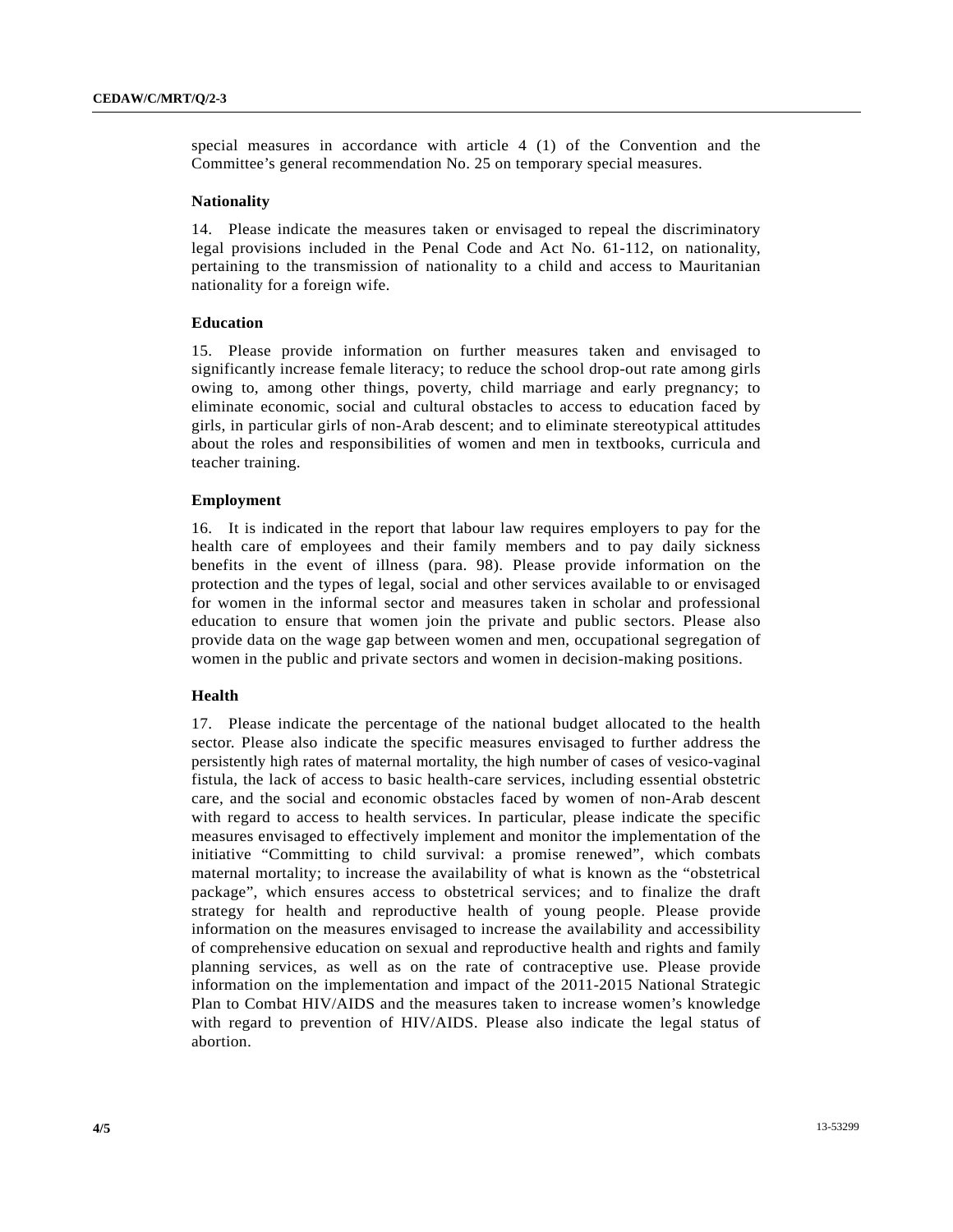special measures in accordance with article 4 (1) of the Convention and the Committee's general recommendation No. 25 on temporary special measures.

**Nationality**

14. Please indicate the measures taken or envisaged to repeal the discriminatory legal provisions included in the Penal Code and Act No. 61-112, on nationality, pertaining to the transmission of nationality to a child and access to Mauritanian nationality for a foreign wife.

**Education**

15. Please provide information on further measures taken and envisaged to significantly increase female literacy; to reduce the school drop-out rate among girls owing to, among other things, poverty, child marriage and early pregnancy; to eliminate economic, social and cultural obstacles to access to education faced by girls, in particular girls of non-Arab descent; and to eliminate stereotypical attitudes about the roles and responsibilities of women and men in textbooks, curricula and teacher training.

**Employment**

16. It is indicated in the report that labour law requires employers to pay for the health care of employees and their family members and to pay daily sickness benefits in the event of illness (para. 98). Please provide information on the protection and the types of legal, social and other services available to or envisaged for women in the informal sector and measures taken in scholar and professional education to ensure that women join the private and public sectors. Please also provide data on the wage gap between women and men, occupational segregation of women in the public and private sectors and women in decision-making positions.

**Health**

17. Please indicate the percentage of the national budget allocated to the health sector. Please also indicate the specific measures envisaged to further address the persistently high rates of maternal mortality, the high number of cases of vesico-vaginal fistula, the lack of access to basic health-care services, including essential obstetric care, and the social and economic obstacles faced by women of non-Arab descent with regard to access to health services. In particular, please indicate the specific measures envisaged to effectively implement and monitor the implementation of the initiative "Committing to child survival: a promise renewed", which combats maternal mortality; to increase the availability of what is known as the "obstetrical package", which ensures access to obstetrical services; and to finalize the draft strategy for health and reproductive health of young people. Please provide information on the measures envisaged to increase the availability and accessibility of comprehensive education on sexual and reproductive health and rights and family planning services, as well as on the rate of contraceptive use. Please provide information on the implementation and impact of the 2011-2015 National Strategic Plan to Combat HIV/AIDS and the measures taken to increase women's knowledge with regard to prevention of HIV/AIDS. Please also indicate the legal status of abortion.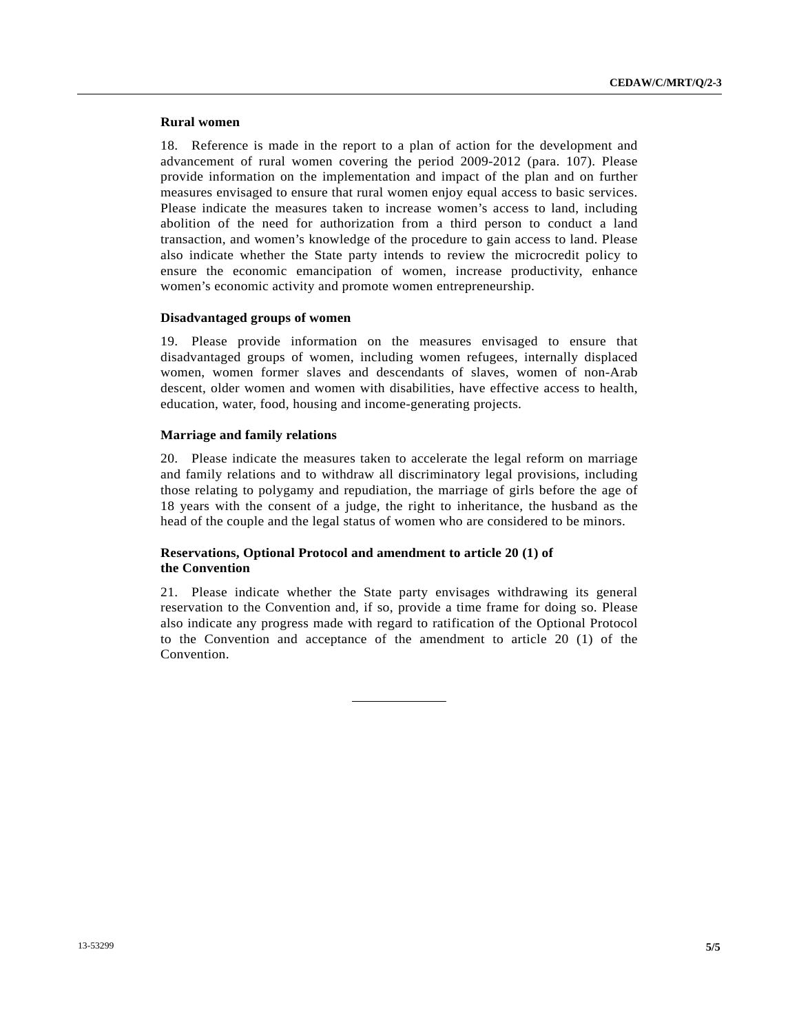### Rural women

18. Reference is made in the report to a plan of action for the development and advancement of rural women covering the period 2009-2012 (para. 107). Please provide information on the implementation and impact of the plan and on further measures envisaged to ensure that rural women enjoy equal access to basic services. Please indicate the measures taken to increase women's access to land, including abolition of the need for authorization from a third person to conduct a land transaction, and women's knowledge of the procedure to gain access to land. Please also indicate whether the State party intends to review the microcredit policy to ensure the economic emancipation of women, increase productivity, enhance women's economic activity and promote women entrepreneurship.

### Disadvantaged groups of women

19. Please provide information on the measures envisaged to ensure that disadvantaged groups of women, including women refugees, internally displaced women, women former slaves and descendants of slaves, women of non-Arab descent, older women and women with disabilities, have effective access to health, education, water, food, housing and income-generating projects.

### Marriage and family relations

20. Please indicate the measures taken to accelerate the legal reform on marriage and family relations and to withdraw all discriminatory legal provisions, including those relating to polygamy and repudiation, the marriage of girls before the age of 18 years with the consent of a judge, the right to inheritance, the husband as the head of the couple and the legal status of women who are considered to be minors.

### Reservations, Optional Protocol and amendment to article 20 (1) of the Convention

21. Please indicate whether the State party envisages withdrawing its general reservation to the Convention and, if so, provide a time frame for doing so. Please also indicate any progress made with regard to ratification of the Optional Protocol to the Convention and acceptance of the amendment to article 20 (1) of the Convention.